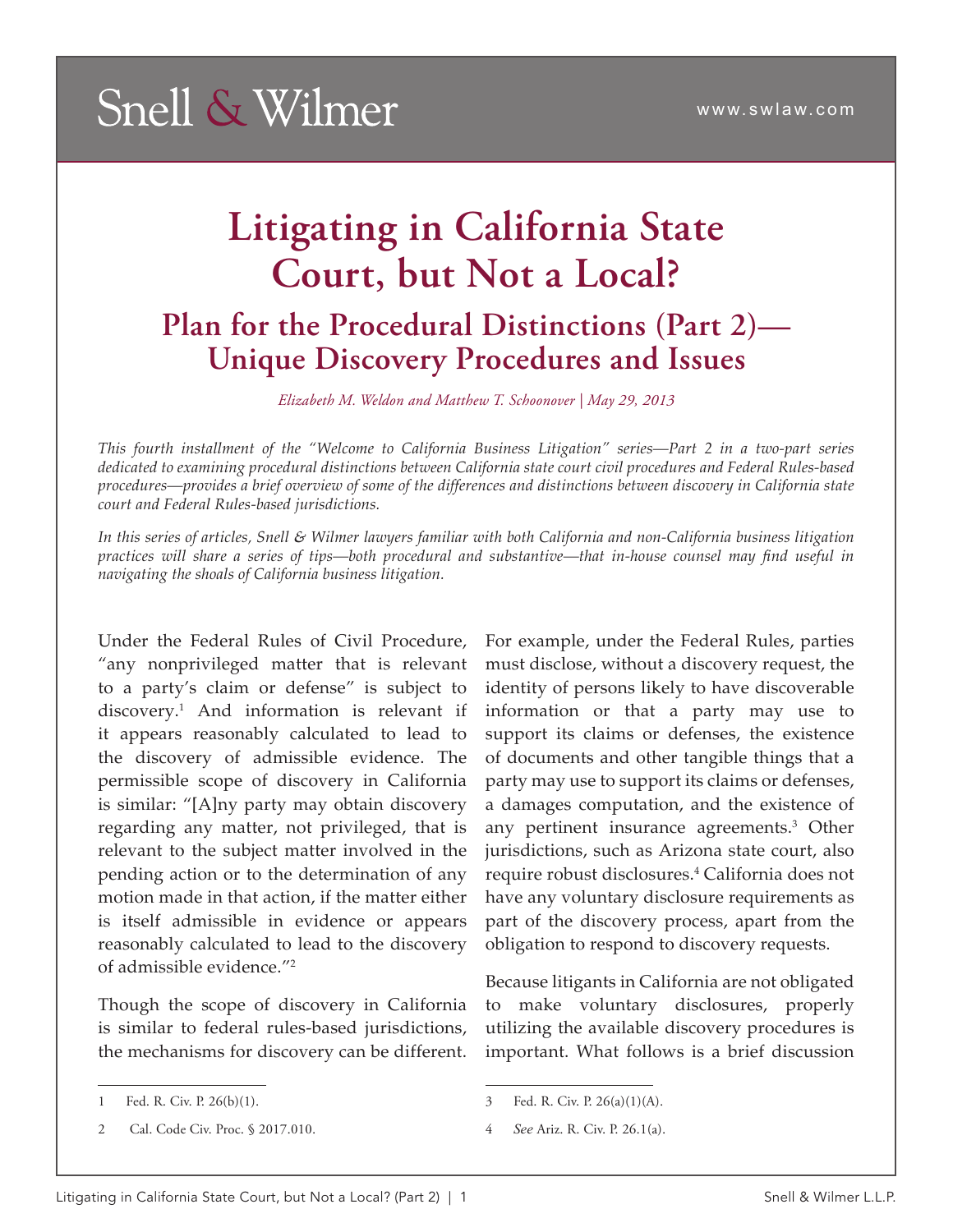Snell & Wilmer

www.swlaw.com

# Litigating in California State Court, but Not a Local?

## Plan for the Procedural Distinctions (Part 2)—Unique Discovery Procedures and Issues

*Elizabeth M. Weldon and Matthew T. Schoonover | May 29, 2013*

*This fourth installment of the "Welcome to California Business Litigation" series—Part 2 in a two-part series dedicated to examining procedural distinctions between California state court civil procedures and Federal Rules-based procedures—provides a brief overview of some of the differences and distinctions between discovery in California state court and Federal Rules-based jurisdictions.*

*In this series of articles, Snell & Wilmer lawyers familiar with both California and non-California business litigation practices will share a series of tips—both procedural and substantive—that in-house counsel may find useful in navigating the shoals of California business litigation.*

Under the Federal Rules of Civil Procedure, "any nonprivileged matter that is relevant to a party's claim or defense" is subject to discovery.[1] And information is relevant if it appears reasonably calculated to lead to the discovery of admissible evidence. The permissible scope of discovery in California is similar: "[A]ny party may obtain discovery regarding any matter, not privileged, that is relevant to the subject matter involved in the pending action or to the determination of any motion made in that action, if the matter either is itself admissible in evidence or appears reasonably calculated to lead to the discovery of admissible evidence."[2]

Though the scope of discovery in California is similar to federal rules-based jurisdictions, the mechanisms for discovery can be different. For example, under the Federal Rules, parties must disclose, without a discovery request, the identity of persons likely to have discoverable information or that a party may use to support its claims or defenses, the existence of documents and other tangible things that a party may use to support its claims or defenses, a damages computation, and the existence of any pertinent insurance agreements.[3] Other jurisdictions, such as Arizona state court, also require robust disclosures.[4] California does not have any voluntary disclosure requirements as part of the discovery process, apart from the obligation to respond to discovery requests.

Because litigants in California are not obligated to make voluntary disclosures, properly utilizing the available discovery procedures is important. What follows is a brief discussion

1 Fed. R. Civ. P. 26(b)(1).

2 Cal. Code Civ. Proc. § 2017.010.

3 Fed. R. Civ. P. 26(a)(1)(A).

4 *See* Ariz. R. Civ. P. 26.1(a).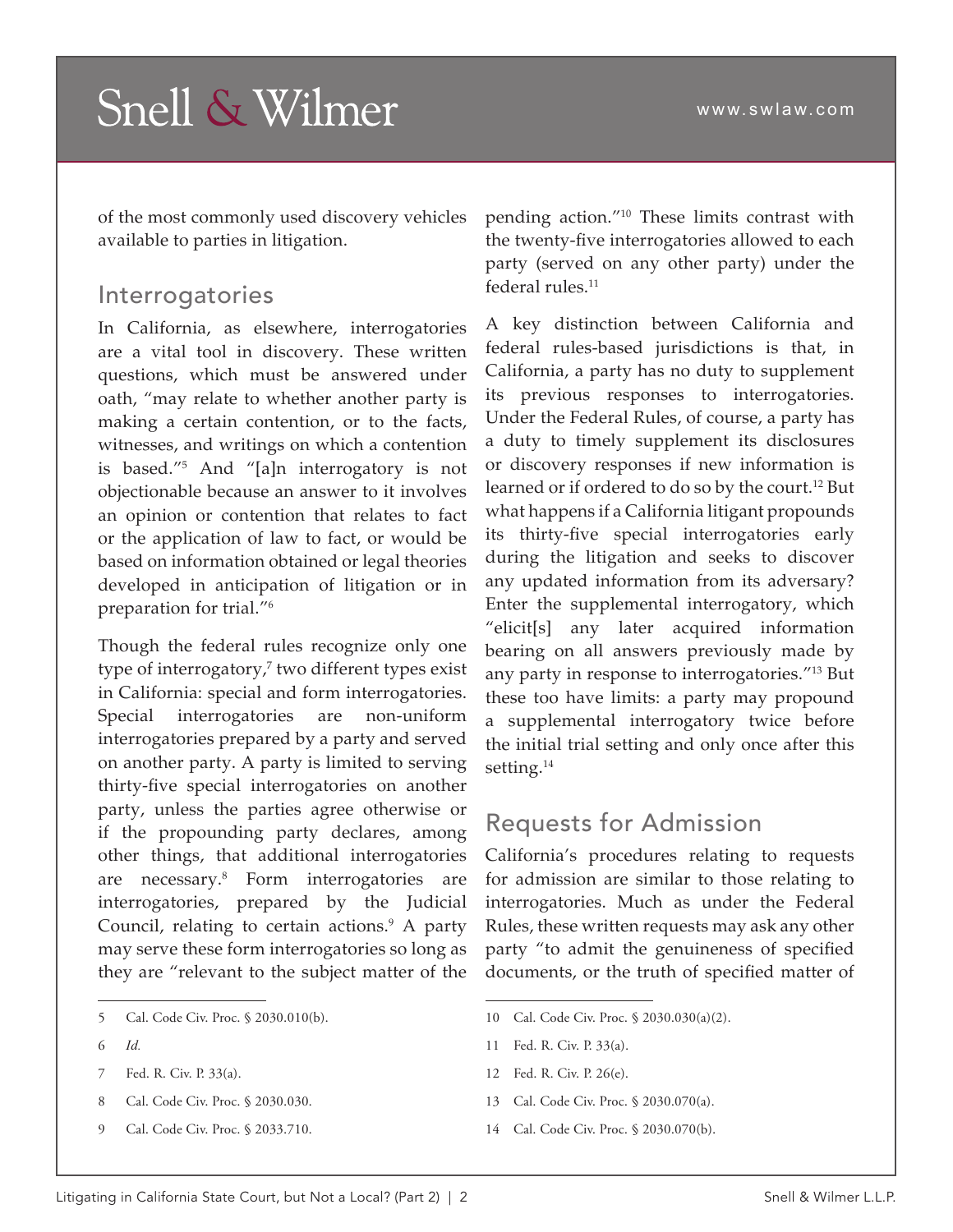of the most commonly used discovery vehicles available to parties in litigation.

## Interrogatories

In California, as elsewhere, interrogatories are a vital tool in discovery. These written questions, which must be answered under oath, "may relate to whether another party is making a certain contention, or to the facts, witnesses, and writings on which a contention is based."[5] And "[a]n interrogatory is not objectionable because an answer to it involves an opinion or contention that relates to fact or the application of law to fact, or would be based on information obtained or legal theories developed in anticipation of litigation or in preparation for trial."[6]

Though the federal rules recognize only one type of interrogatory,[7] two different types exist in California: special and form interrogatories. Special interrogatories are non-uniform interrogatories prepared by a party and served on another party. A party is limited to serving thirty-five special interrogatories on another party, unless the parties agree otherwise or if the propounding party declares, among other things, that additional interrogatories are necessary.[8] Form interrogatories are interrogatories, prepared by the Judicial Council, relating to certain actions.[9] A party may serve these form interrogatories so long as they are "relevant to the subject matter of the pending action."[10] These limits contrast with the twenty-five interrogatories allowed to each party (served on any other party) under the federal rules.[11]

A key distinction between California and federal rules-based jurisdictions is that, in California, a party has no duty to supplement its previous responses to interrogatories. Under the Federal Rules, of course, a party has a duty to timely supplement its disclosures or discovery responses if new information is learned or if ordered to do so by the court.[12] But what happens if a California litigant propounds its thirty-five special interrogatories early during the litigation and seeks to discover any updated information from its adversary? Enter the supplemental interrogatory, which "elicit[s] any later acquired information bearing on all answers previously made by any party in response to interrogatories."[13] But these too have limits: a party may propound a supplemental interrogatory twice before the initial trial setting and only once after this setting.[14]

## Requests for Admission

California's procedures relating to requests for admission are similar to those relating to interrogatories. Much as under the Federal Rules, these written requests may ask any other party "to admit the genuineness of specified documents, or the truth of specified matter of

---

5 Cal. Code Civ. Proc. § 2030.010(b).

6 *Id.*

7 Fed. R. Civ. P. 33(a).

8 Cal. Code Civ. Proc. § 2030.030.

9 Cal. Code Civ. Proc. § 2033.710.

10 Cal. Code Civ. Proc. § 2030.030(a)(2).

11 Fed. R. Civ. P. 33(a).

12 Fed. R. Civ. P. 26(e).

13 Cal. Code Civ. Proc. § 2030.070(a).

14 Cal. Code Civ. Proc. § 2030.070(b).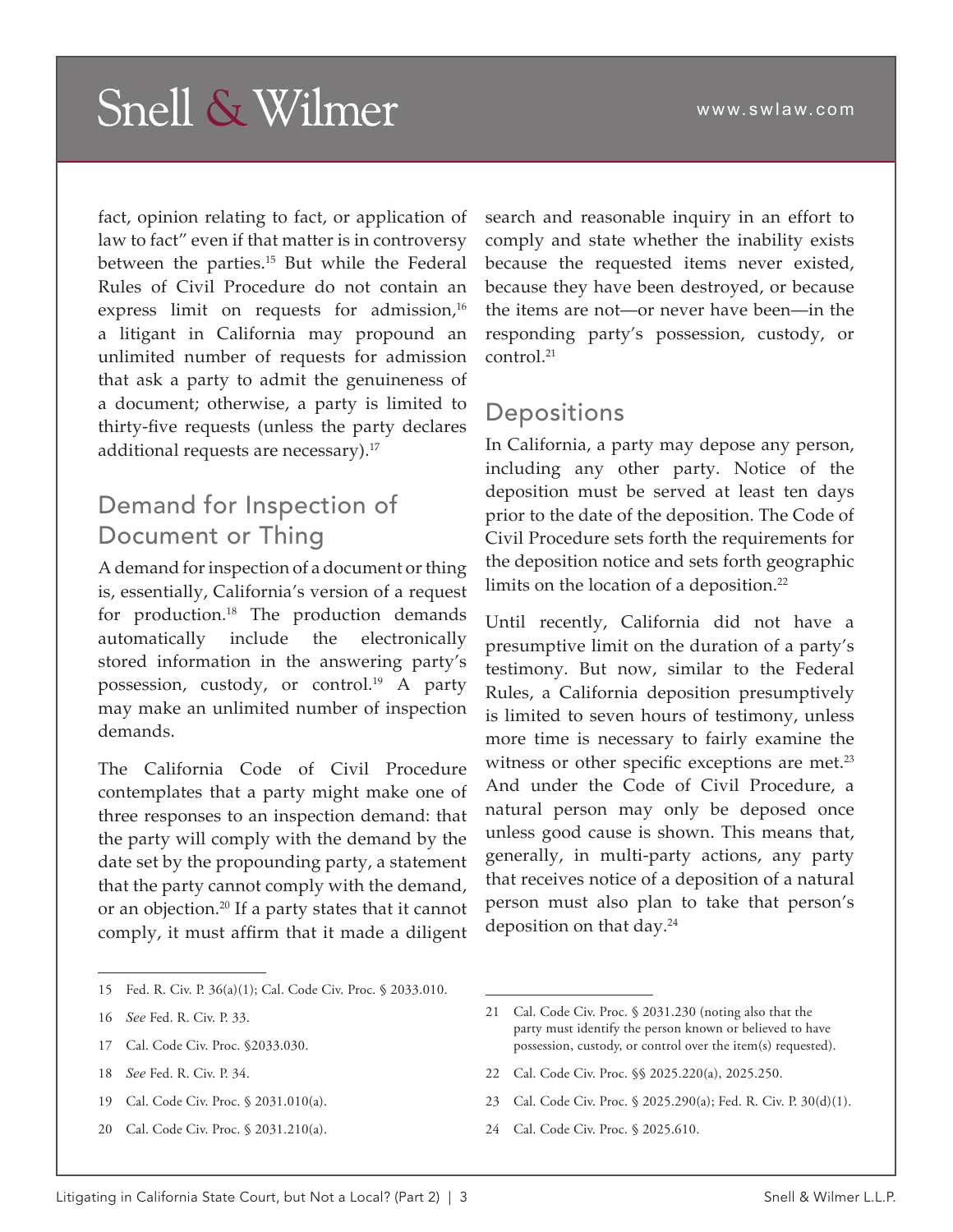fact, opinion relating to fact, or application of law to fact" even if that matter is in controversy between the parties.[15] But while the Federal Rules of Civil Procedure do not contain an express limit on requests for admission,[16] a litigant in California may propound an unlimited number of requests for admission that ask a party to admit the genuineness of a document; otherwise, a party is limited to thirty-five requests (unless the party declares additional requests are necessary).[17]

## Demand for Inspection of Document or Thing

A demand for inspection of a document or thing is, essentially, California's version of a request for production.[18] The production demands automatically include the electronically stored information in the answering party's possession, custody, or control.[19] A party may make an unlimited number of inspection demands.

The California Code of Civil Procedure contemplates that a party might make one of three responses to an inspection demand: that the party will comply with the demand by the date set by the propounding party, a statement that the party cannot comply with the demand, or an objection.[20] If a party states that it cannot comply, it must affirm that it made a diligent search and reasonable inquiry in an effort to comply and state whether the inability exists because the requested items never existed, because they have been destroyed, or because the items are not—or never have been—in the responding party's possession, custody, or control.[21]

## Depositions

In California, a party may depose any person, including any other party. Notice of the deposition must be served at least ten days prior to the date of the deposition. The Code of Civil Procedure sets forth the requirements for the deposition notice and sets forth geographic limits on the location of a deposition.[22]

Until recently, California did not have a presumptive limit on the duration of a party's testimony. But now, similar to the Federal Rules, a California deposition presumptively is limited to seven hours of testimony, unless more time is necessary to fairly examine the witness or other specific exceptions are met.[23] And under the Code of Civil Procedure, a natural person may only be deposed once unless good cause is shown. This means that, generally, in multi-party actions, any party that receives notice of a deposition of a natural person must also plan to take that person's deposition on that day.[24]

---

15 Fed. R. Civ. P. 36(a)(1); Cal. Code Civ. Proc. § 2033.010.

16 *See* Fed. R. Civ. P. 33.

17 Cal. Code Civ. Proc. §2033.030.

18 *See* Fed. R. Civ. P. 34.

19 Cal. Code Civ. Proc. § 2031.010(a).

20 Cal. Code Civ. Proc. § 2031.210(a).

21 Cal. Code Civ. Proc. § 2031.230 (noting also that the party must identify the person known or believed to have possession, custody, or control over the item(s) requested).

22 Cal. Code Civ. Proc. §§ 2025.220(a), 2025.250.

23 Cal. Code Civ. Proc. § 2025.290(a); Fed. R. Civ. P. 30(d)(1).

24 Cal. Code Civ. Proc. § 2025.610.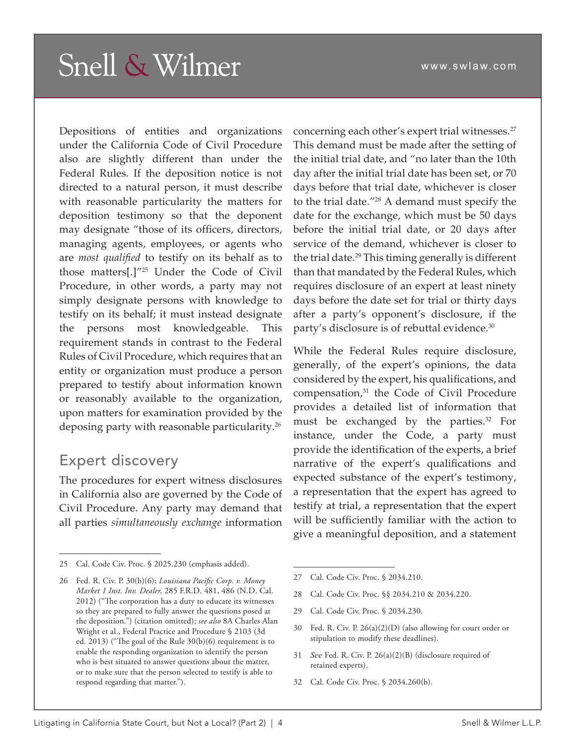Depositions of entities and organizations under the California Code of Civil Procedure also are slightly different than under the Federal Rules. If the deposition notice is not directed to a natural person, it must describe with reasonable particularity the matters for deposition testimony so that the deponent may designate "those of its officers, directors, managing agents, employees, or agents who are *most qualified* to testify on its behalf as to those matters[.]"[25] Under the Code of Civil Procedure, in other words, a party may not simply designate persons with knowledge to testify on its behalf; it must instead designate the persons most knowledgeable. This requirement stands in contrast to the Federal Rules of Civil Procedure, which requires that an entity or organization must produce a person prepared to testify about information known or reasonably available to the organization, upon matters for examination provided by the deposing party with reasonable particularity.[26]

## Expert discovery

The procedures for expert witness disclosures in California also are governed by the Code of Civil Procedure. Any party may demand that all parties *simultaneously exchange* information concerning each other's expert trial witnesses.[27] This demand must be made after the setting of the initial trial date, and "no later than the 10th day after the initial trial date has been set, or 70 days before that trial date, whichever is closer to the trial date."[28] A demand must specify the date for the exchange, which must be 50 days before the initial trial date, or 20 days after service of the demand, whichever is closer to the trial date.[29] This timing generally is different than that mandated by the Federal Rules, which requires disclosure of an expert at least ninety days before the date set for trial or thirty days after a party's opponent's disclosure, if the party's disclosure is of rebuttal evidence.[30]

While the Federal Rules require disclosure, generally, of the expert's opinions, the data considered by the expert, his qualifications, and compensation,[31] the Code of Civil Procedure provides a detailed list of information that must be exchanged by the parties.[32] For instance, under the Code, a party must provide the identification of the experts, a brief narrative of the expert's qualifications and expected substance of the expert's testimony, a representation that the expert has agreed to testify at trial, a representation that the expert will be sufficiently familiar with the action to give a meaningful deposition, and a statement

---

25 Cal. Code Civ. Proc. § 2025.230 (emphasis added).

26 Fed. R. Civ. P. 30(b)(6); *Louisiana Pacific Corp. v. Money Market 1 Inst. Inv. Dealer*, 285 F.R.D. 481, 486 (N.D. Cal. 2012) ("The corporation has a duty to educate its witnesses so they are prepared to fully answer the questions posed at the deposition.") (citation omitted); *see also* 8A Charles Alan Wright et al., Federal Practice and Procedure § 2103 (3d ed. 2013) ("The goal of the Rule 30(b)(6) requirement is to enable the responding organization to identify the person who is best situated to answer questions about the matter, or to make sure that the person selected to testify is able to respond regarding that matter.").

27 Cal. Code Civ. Proc. § 2034.210.

28 Cal. Code Civ. Proc. §§ 2034.210 & 2034.220.

29 Cal. Code Civ. Proc. § 2034.230.

30 Fed. R. Civ. P. 26(a)(2)(D) (also allowing for court order or stipulation to modify these deadlines).

31 *See* Fed. R. Civ. P. 26(a)(2)(B) (disclosure required of retained experts).

32 Cal. Code Civ. Proc. § 2034.260(b).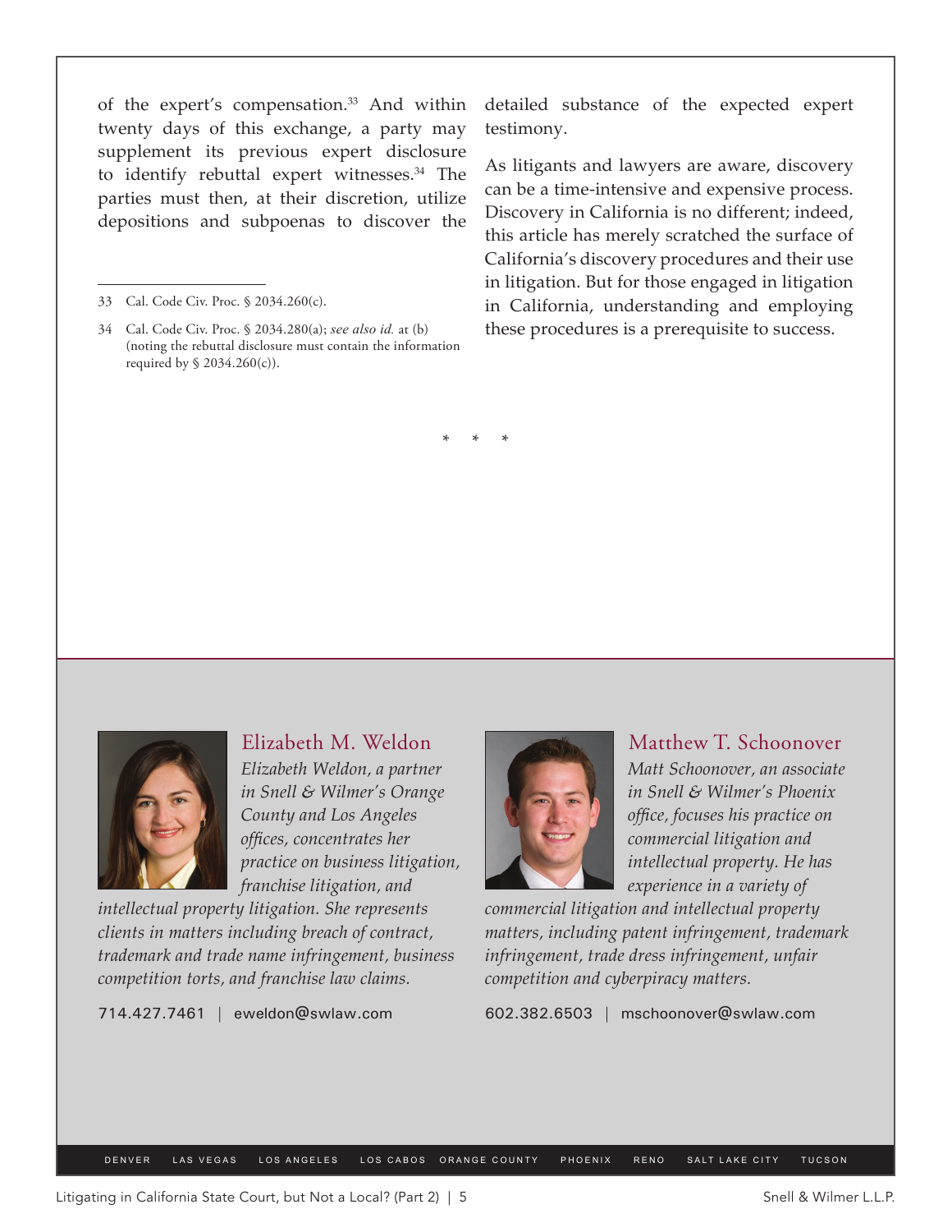of the expert's compensation.[33] And within twenty days of this exchange, a party may supplement its previous expert disclosure to identify rebuttal expert witnesses.[34] The parties must then, at their discretion, utilize depositions and subpoenas to discover the detailed substance of the expected expert testimony.

As litigants and lawyers are aware, discovery can be a time-intensive and expensive process. Discovery in California is no different; indeed, this article has merely scratched the surface of California's discovery procedures and their use in litigation. But for those engaged in litigation in California, understanding and employing these procedures is a prerequisite to success.

\* \* \*

33 Cal. Code Civ. Proc. § 2034.260(c).

34 Cal. Code Civ. Proc. § 2034.280(a); *see also id.* at (b) (noting the rebuttal disclosure must contain the information required by § 2034.260(c)).

## Elizabeth M. Weldon

*Elizabeth Weldon, a partner in Snell & Wilmer's Orange County and Los Angeles offices, concentrates her practice on business litigation, franchise litigation, and intellectual property litigation. She represents clients in matters including breach of contract, trademark and trade name infringement, business competition torts, and franchise law claims.*

714.427.7461 | eweldon@swlaw.com

## Matthew T. Schoonover

*Matt Schoonover, an associate in Snell & Wilmer's Phoenix office, focuses his practice on commercial litigation and intellectual property. He has experience in a variety of commercial litigation and intellectual property matters, including patent infringement, trademark infringement, trade dress infringement, unfair competition and cyberpiracy matters.*

602.382.6503 | mschoonover@swlaw.com

DENVER LAS VEGAS LOS ANGELES LOS CABOS ORANGE COUNTY PHOENIX RENO SALT LAKE CITY TUCSON